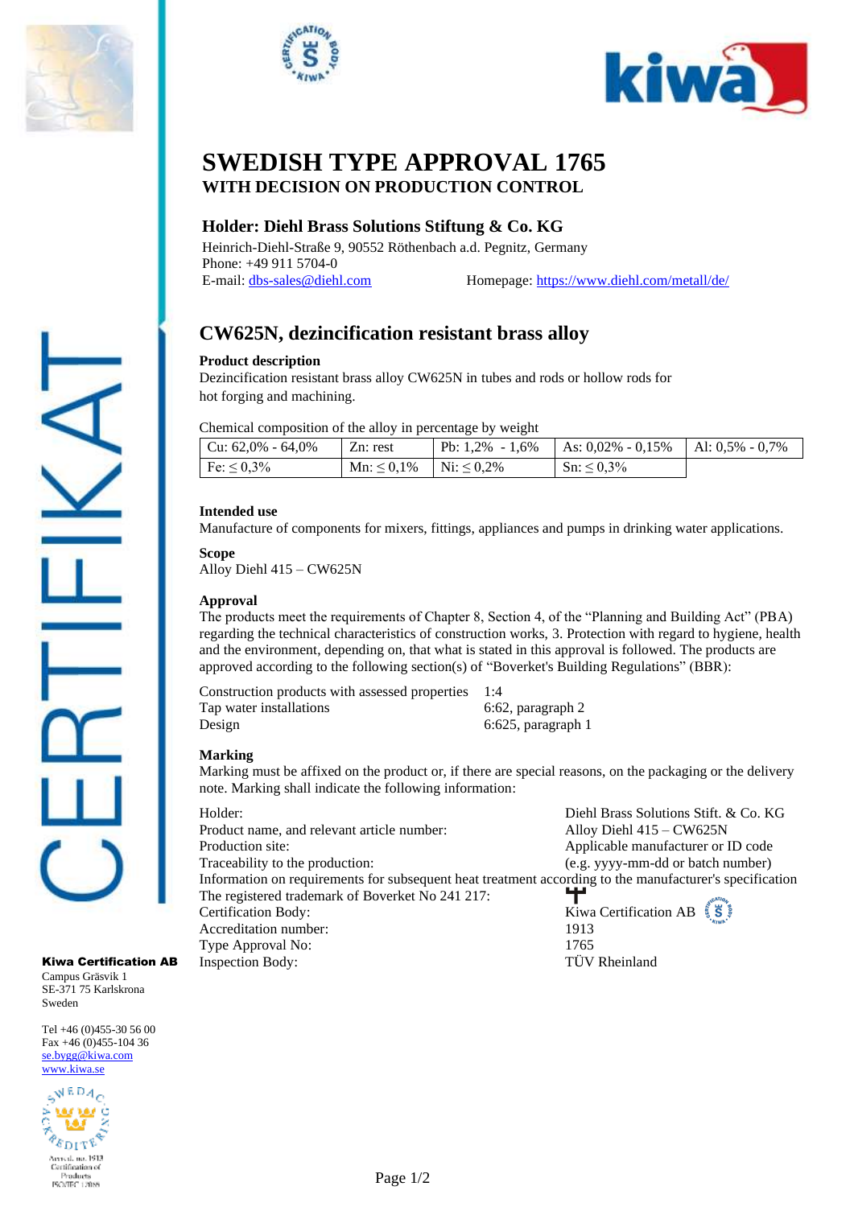# SWEDISH TYPE APPROVAL 1765

**WITH DECISION ON PRODUCTION CONTROL**

## Holder: Diehl Brass Solutions Stiftung & Co. KG

Heinrich-Diehl-Straße 9, 90552 Röthenbach a.d. Pegnitz, Germany
Phone: +49 911 5704-0
E-mail: dbs-sales@diehl.com Homepage: https://www.diehl.com/metall/de/

## CW625N, dezincification resistant brass alloy

**Product description**
Dezincification resistant brass alloy CW625N in tubes and rods or hollow rods for hot forging and machining.

Chemical composition of the alloy in percentage by weight

| Cu: 62,0% - 64,0% | Zn: rest | Pb: 1,2% - 1,6% | As: 0,02% - 0,15% | Al: 0,5% - 0,7% |
|---|---|---|---|---|
| Fe: ≤ 0,3% | Mn: ≤ 0,1% | Ni: ≤ 0,2% | Sn: ≤ 0,3% | |

**Intended use**
Manufacture of components for mixers, fittings, appliances and pumps in drinking water applications.

**Scope**
Alloy Diehl 415 – CW625N

**Approval**
The products meet the requirements of Chapter 8, Section 4, of the "Planning and Building Act" (PBA) regarding the technical characteristics of construction works, 3. Protection with regard to hygiene, health and the environment, depending on, that what is stated in this approval is followed. The products are approved according to the following section(s) of "Boverket's Building Regulations" (BBR):

| | |
|---|---|
| Construction products with assessed properties | 1:4 |
| Tap water installations | 6:62, paragraph 2 |
| Design | 6:625, paragraph 1 |

**Marking**
Marking must be affixed on the product or, if there are special reasons, on the packaging or the delivery note. Marking shall indicate the following information:

| | |
|---|---|
| Holder: | Diehl Brass Solutions Stift. & Co. KG |
| Product name, and relevant article number: | Alloy Diehl 415 – CW625N |
| Production site: | Applicable manufacturer or ID code |
| Traceability to the production: | (e.g. yyyy-mm-dd or batch number) |

Information on requirements for subsequent heat treatment according to the manufacturer's specification

| | |
|---|---|
| The registered trademark of Boverket No 241 217: | |
| Certification Body: | Kiwa Certification AB |
| Accreditation number: | 1913 |
| Type Approval No: | 1765 |
| Inspection Body: | TÜV Rheinland |

**Kiwa Certification AB**
Campus Gräsvik 1
SE-371 75 Karlskrona
Sweden

Tel +46 (0)455-30 56 00
Fax +46 (0)455-104 36
se.bygg@kiwa.com
www.kiwa.se

Ackred. nr. 1913
Certification of Products
ISO/IEC 17065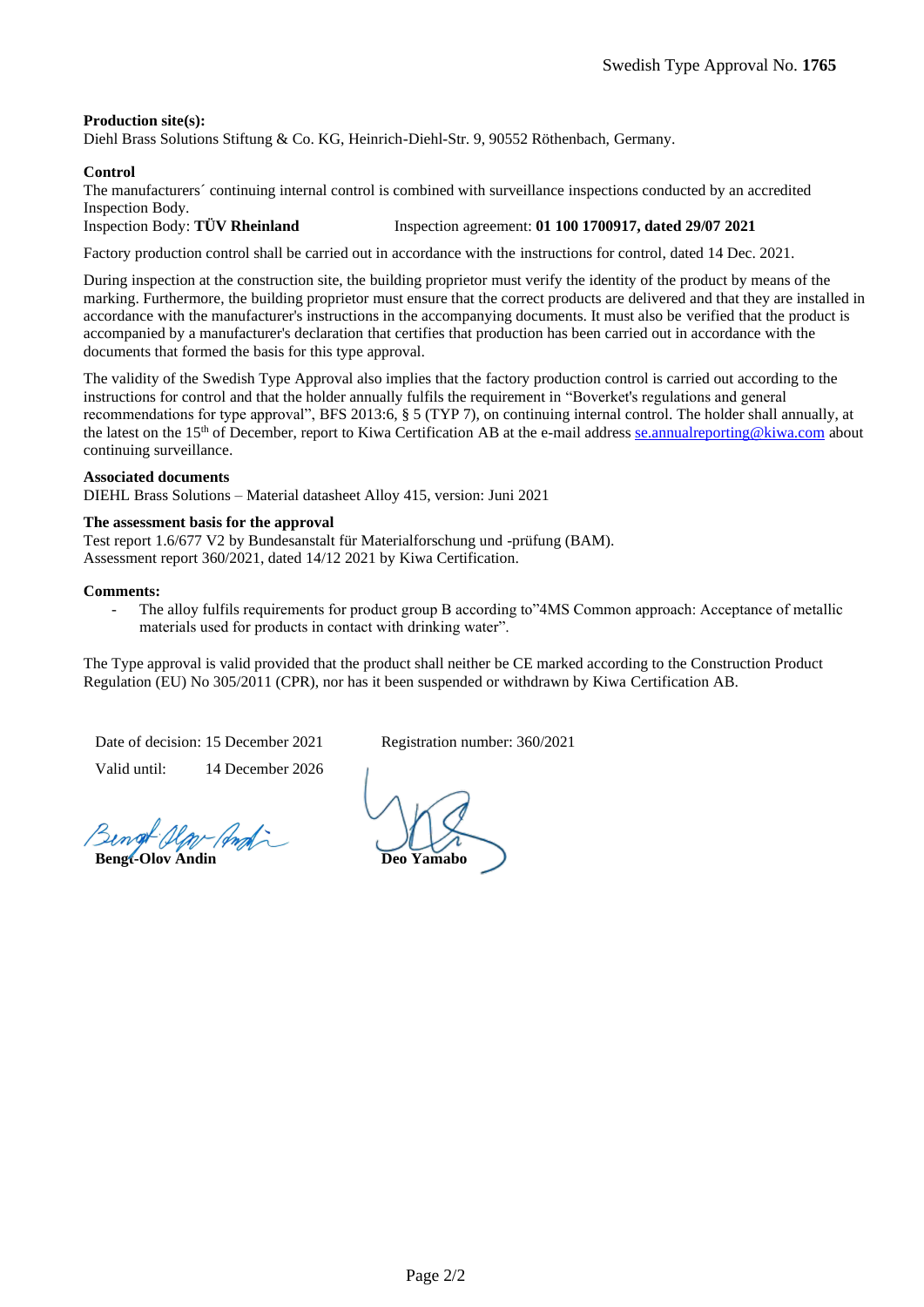Swedish Type Approval No. **1765**

**Production site(s):**
Diehl Brass Solutions Stiftung & Co. KG, Heinrich-Diehl-Str. 9, 90552 Röthenbach, Germany.

**Control**
The manufacturers´ continuing internal control is combined with surveillance inspections conducted by an accredited Inspection Body.
Inspection Body: **TÜV Rheinland** Inspection agreement: **01 100 1700917, dated 29/07 2021**

Factory production control shall be carried out in accordance with the instructions for control, dated 14 Dec. 2021.

During inspection at the construction site, the building proprietor must verify the identity of the product by means of the marking. Furthermore, the building proprietor must ensure that the correct products are delivered and that they are installed in accordance with the manufacturer's instructions in the accompanying documents. It must also be verified that the product is accompanied by a manufacturer's declaration that certifies that production has been carried out in accordance with the documents that formed the basis for this type approval.

The validity of the Swedish Type Approval also implies that the factory production control is carried out according to the instructions for control and that the holder annually fulfils the requirement in "Boverket's regulations and general recommendations for type approval", BFS 2013:6, § 5 (TYP 7), on continuing internal control. The holder shall annually, at the latest on the 15th of December, report to Kiwa Certification AB at the e-mail address se.annualreporting@kiwa.com about continuing surveillance.

**Associated documents**
DIEHL Brass Solutions – Material datasheet Alloy 415, version: Juni 2021

**The assessment basis for the approval**
Test report 1.6/677 V2 by Bundesanstalt für Materialforschung und -prüfung (BAM).
Assessment report 360/2021, dated 14/12 2021 by Kiwa Certification.

**Comments:**

- The alloy fulfils requirements for product group B according to"4MS Common approach: Acceptance of metallic materials used for products in contact with drinking water".

The Type approval is valid provided that the product shall neither be CE marked according to the Construction Product Regulation (EU) No 305/2011 (CPR), nor has it been suspended or withdrawn by Kiwa Certification AB.

Date of decision: 15 December 2021 Registration number: 360/2021

Valid until: 14 December 2026

**Bengt-Olov Andin** **Deo Yamabo**